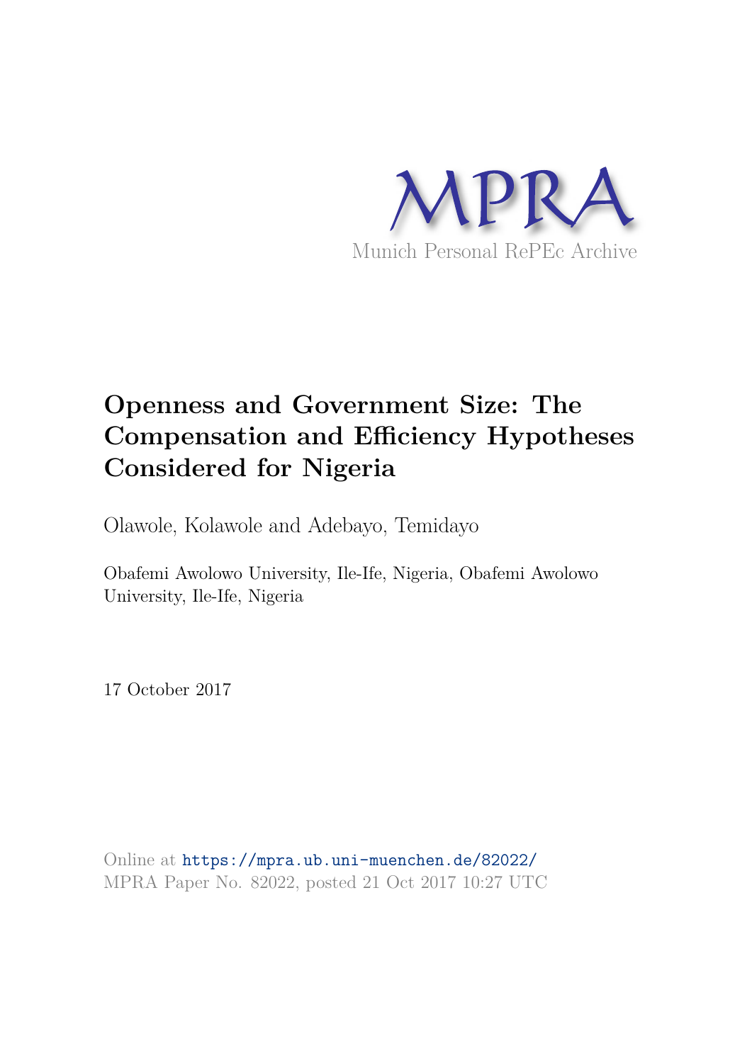MPRA

Munich Personal RePEc Archive

# Openness and Government Size: The Compensation and Efficiency Hypotheses Considered for Nigeria

Olawole, Kolawole and Adebayo, Temidayo

Obafemi Awolowo University, Ile-Ife, Nigeria, Obafemi Awolowo University, Ile-Ife, Nigeria

17 October 2017

Online at https://mpra.ub.uni-muenchen.de/82022/
MPRA Paper No. 82022, posted 21 Oct 2017 10:27 UTC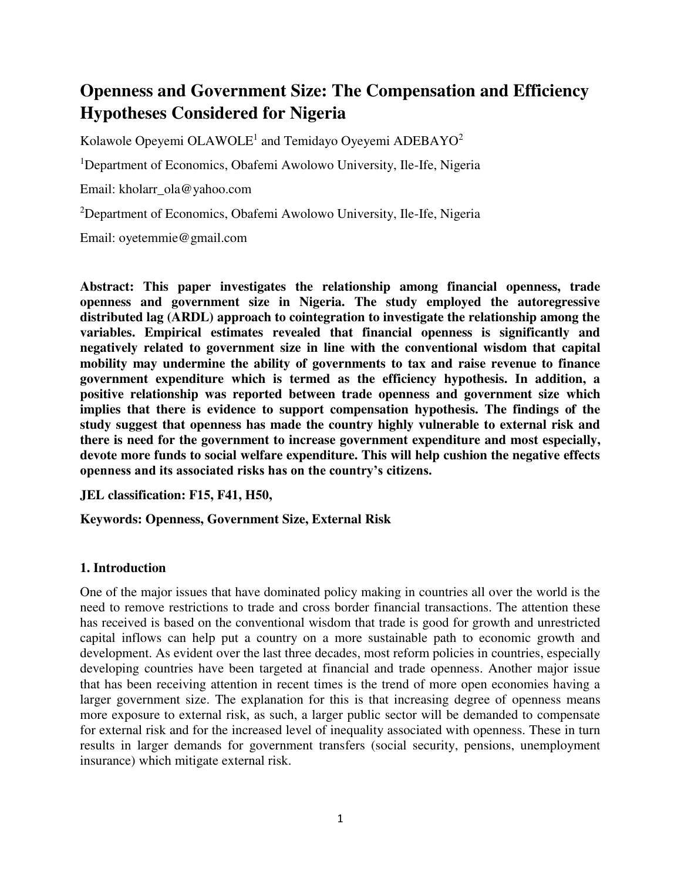# Openness and Government Size: The Compensation and Efficiency Hypotheses Considered for Nigeria

Kolawole Opeyemi OLAWOLE[1] and Temidayo Oyeyemi ADEBAYO[2]

[1]Department of Economics, Obafemi Awolowo University, Ile-Ife, Nigeria

Email: kholarr_ola@yahoo.com

[2]Department of Economics, Obafemi Awolowo University, Ile-Ife, Nigeria

Email: oyetemmie@gmail.com

**Abstract: This paper investigates the relationship among financial openness, trade openness and government size in Nigeria. The study employed the autoregressive distributed lag (ARDL) approach to cointegration to investigate the relationship among the variables. Empirical estimates revealed that financial openness is significantly and negatively related to government size in line with the conventional wisdom that capital mobility may undermine the ability of governments to tax and raise revenue to finance government expenditure which is termed as the efficiency hypothesis. In addition, a positive relationship was reported between trade openness and government size which implies that there is evidence to support compensation hypothesis. The findings of the study suggest that openness has made the country highly vulnerable to external risk and there is need for the government to increase government expenditure and most especially, devote more funds to social welfare expenditure. This will help cushion the negative effects openness and its associated risks has on the country's citizens.**

**JEL classification: F15, F41, H50,**

**Keywords: Openness, Government Size, External Risk**

## 1. Introduction

One of the major issues that have dominated policy making in countries all over the world is the need to remove restrictions to trade and cross border financial transactions. The attention these has received is based on the conventional wisdom that trade is good for growth and unrestricted capital inflows can help put a country on a more sustainable path to economic growth and development. As evident over the last three decades, most reform policies in countries, especially developing countries have been targeted at financial and trade openness. Another major issue that has been receiving attention in recent times is the trend of more open economies having a larger government size. The explanation for this is that increasing degree of openness means more exposure to external risk, as such, a larger public sector will be demanded to compensate for external risk and for the increased level of inequality associated with openness. These in turn results in larger demands for government transfers (social security, pensions, unemployment insurance) which mitigate external risk.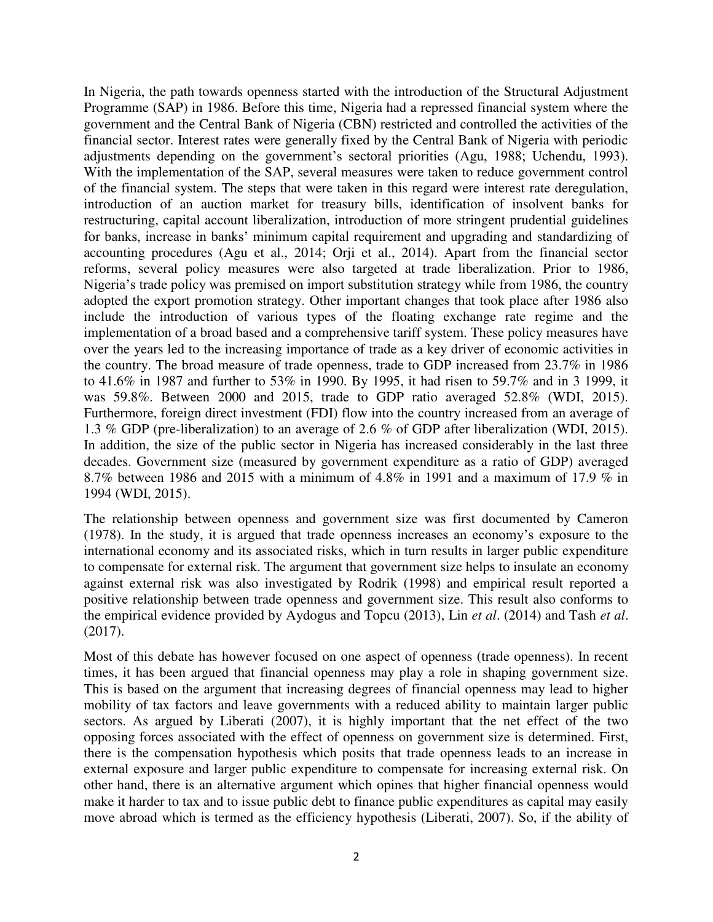In Nigeria, the path towards openness started with the introduction of the Structural Adjustment Programme (SAP) in 1986. Before this time, Nigeria had a repressed financial system where the government and the Central Bank of Nigeria (CBN) restricted and controlled the activities of the financial sector. Interest rates were generally fixed by the Central Bank of Nigeria with periodic adjustments depending on the government's sectoral priorities (Agu, 1988; Uchendu, 1993). With the implementation of the SAP, several measures were taken to reduce government control of the financial system. The steps that were taken in this regard were interest rate deregulation, introduction of an auction market for treasury bills, identification of insolvent banks for restructuring, capital account liberalization, introduction of more stringent prudential guidelines for banks, increase in banks' minimum capital requirement and upgrading and standardizing of accounting procedures (Agu et al., 2014; Orji et al., 2014). Apart from the financial sector reforms, several policy measures were also targeted at trade liberalization. Prior to 1986, Nigeria's trade policy was premised on import substitution strategy while from 1986, the country adopted the export promotion strategy. Other important changes that took place after 1986 also include the introduction of various types of the floating exchange rate regime and the implementation of a broad based and a comprehensive tariff system. These policy measures have over the years led to the increasing importance of trade as a key driver of economic activities in the country. The broad measure of trade openness, trade to GDP increased from 23.7% in 1986 to 41.6% in 1987 and further to 53% in 1990. By 1995, it had risen to 59.7% and in 3 1999, it was 59.8%. Between 2000 and 2015, trade to GDP ratio averaged 52.8% (WDI, 2015). Furthermore, foreign direct investment (FDI) flow into the country increased from an average of 1.3 % GDP (pre-liberalization) to an average of 2.6 % of GDP after liberalization (WDI, 2015). In addition, the size of the public sector in Nigeria has increased considerably in the last three decades. Government size (measured by government expenditure as a ratio of GDP) averaged 8.7% between 1986 and 2015 with a minimum of 4.8% in 1991 and a maximum of 17.9 % in 1994 (WDI, 2015).

The relationship between openness and government size was first documented by Cameron (1978). In the study, it is argued that trade openness increases an economy's exposure to the international economy and its associated risks, which in turn results in larger public expenditure to compensate for external risk. The argument that government size helps to insulate an economy against external risk was also investigated by Rodrik (1998) and empirical result reported a positive relationship between trade openness and government size. This result also conforms to the empirical evidence provided by Aydogus and Topcu (2013), Lin *et al*. (2014) and Tash *et al*. (2017).

Most of this debate has however focused on one aspect of openness (trade openness). In recent times, it has been argued that financial openness may play a role in shaping government size. This is based on the argument that increasing degrees of financial openness may lead to higher mobility of tax factors and leave governments with a reduced ability to maintain larger public sectors. As argued by Liberati (2007), it is highly important that the net effect of the two opposing forces associated with the effect of openness on government size is determined. First, there is the compensation hypothesis which posits that trade openness leads to an increase in external exposure and larger public expenditure to compensate for increasing external risk. On other hand, there is an alternative argument which opines that higher financial openness would make it harder to tax and to issue public debt to finance public expenditures as capital may easily move abroad which is termed as the efficiency hypothesis (Liberati, 2007). So, if the ability of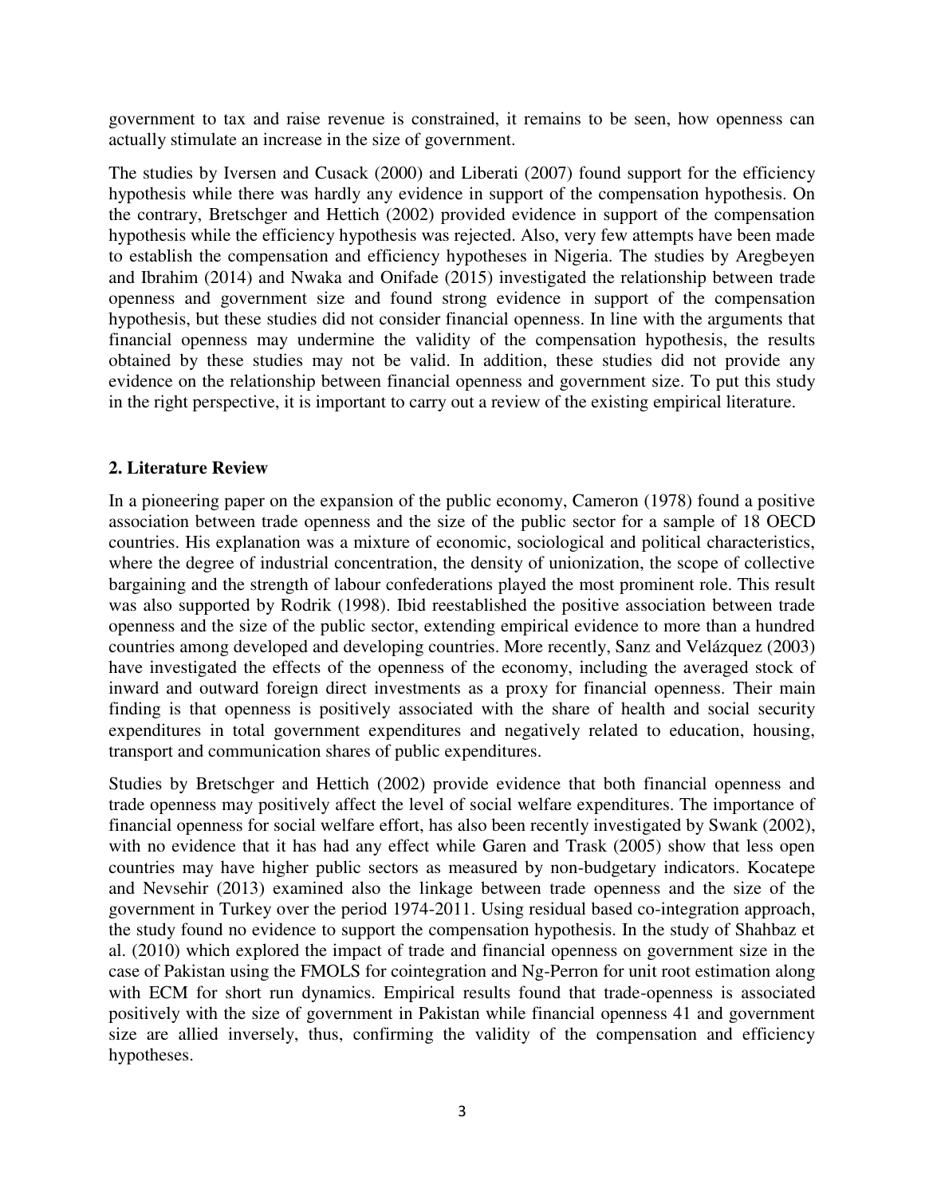government to tax and raise revenue is constrained, it remains to be seen, how openness can actually stimulate an increase in the size of government.

The studies by Iversen and Cusack (2000) and Liberati (2007) found support for the efficiency hypothesis while there was hardly any evidence in support of the compensation hypothesis. On the contrary, Bretschger and Hettich (2002) provided evidence in support of the compensation hypothesis while the efficiency hypothesis was rejected. Also, very few attempts have been made to establish the compensation and efficiency hypotheses in Nigeria. The studies by Aregbeyen and Ibrahim (2014) and Nwaka and Onifade (2015) investigated the relationship between trade openness and government size and found strong evidence in support of the compensation hypothesis, but these studies did not consider financial openness. In line with the arguments that financial openness may undermine the validity of the compensation hypothesis, the results obtained by these studies may not be valid. In addition, these studies did not provide any evidence on the relationship between financial openness and government size. To put this study in the right perspective, it is important to carry out a review of the existing empirical literature.

## 2. Literature Review

In a pioneering paper on the expansion of the public economy, Cameron (1978) found a positive association between trade openness and the size of the public sector for a sample of 18 OECD countries. His explanation was a mixture of economic, sociological and political characteristics, where the degree of industrial concentration, the density of unionization, the scope of collective bargaining and the strength of labour confederations played the most prominent role. This result was also supported by Rodrik (1998). Ibid reestablished the positive association between trade openness and the size of the public sector, extending empirical evidence to more than a hundred countries among developed and developing countries. More recently, Sanz and Velázquez (2003) have investigated the effects of the openness of the economy, including the averaged stock of inward and outward foreign direct investments as a proxy for financial openness. Their main finding is that openness is positively associated with the share of health and social security expenditures in total government expenditures and negatively related to education, housing, transport and communication shares of public expenditures.

Studies by Bretschger and Hettich (2002) provide evidence that both financial openness and trade openness may positively affect the level of social welfare expenditures. The importance of financial openness for social welfare effort, has also been recently investigated by Swank (2002), with no evidence that it has had any effect while Garen and Trask (2005) show that less open countries may have higher public sectors as measured by non-budgetary indicators. Kocatepe and Nevsehir (2013) examined also the linkage between trade openness and the size of the government in Turkey over the period 1974-2011. Using residual based co-integration approach, the study found no evidence to support the compensation hypothesis. In the study of Shahbaz et al. (2010) which explored the impact of trade and financial openness on government size in the case of Pakistan using the FMOLS for cointegration and Ng-Perron for unit root estimation along with ECM for short run dynamics. Empirical results found that trade-openness is associated positively with the size of government in Pakistan while financial openness 41 and government size are allied inversely, thus, confirming the validity of the compensation and efficiency hypotheses.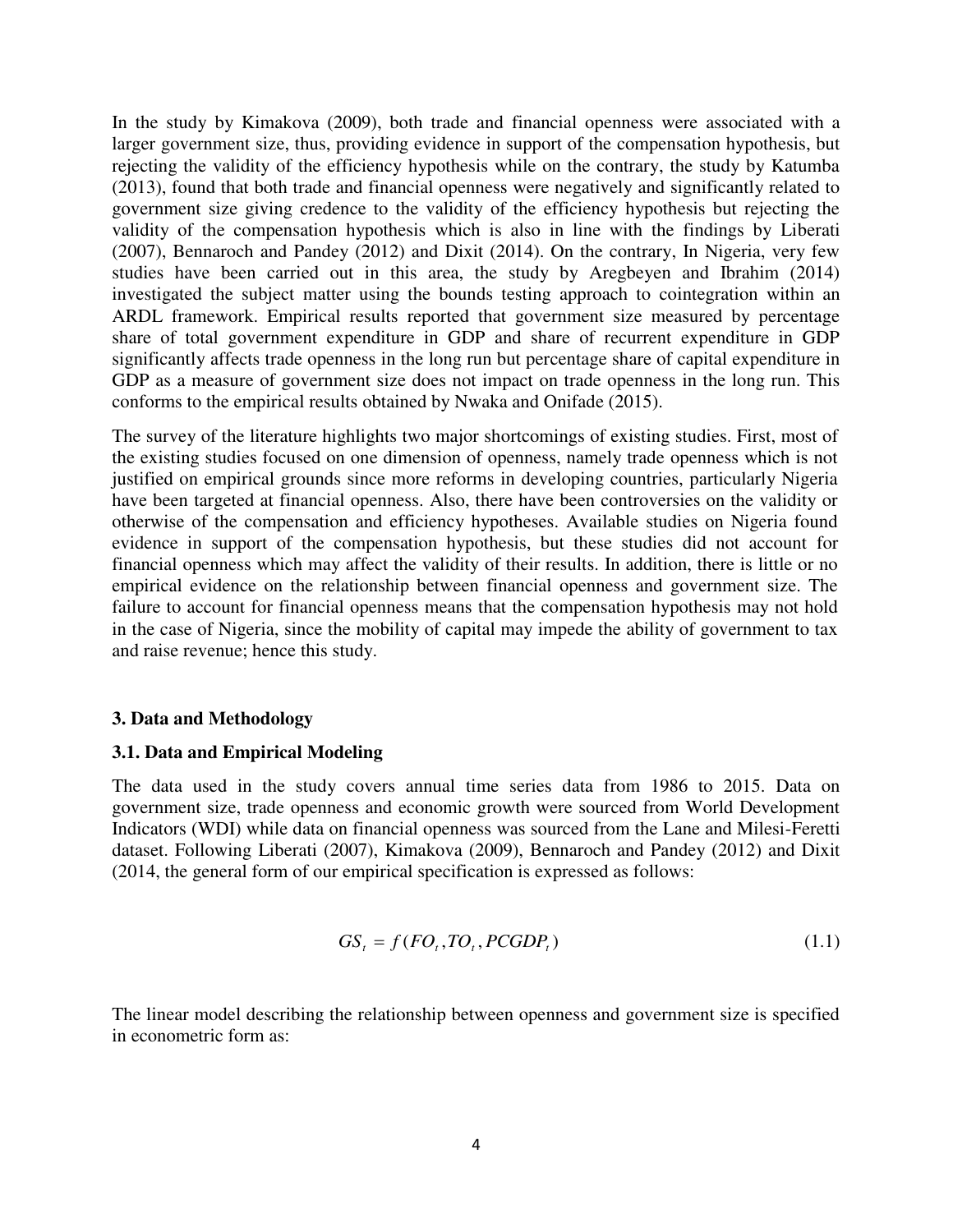In the study by Kimakova (2009), both trade and financial openness were associated with a larger government size, thus, providing evidence in support of the compensation hypothesis, but rejecting the validity of the efficiency hypothesis while on the contrary, the study by Katumba (2013), found that both trade and financial openness were negatively and significantly related to government size giving credence to the validity of the efficiency hypothesis but rejecting the validity of the compensation hypothesis which is also in line with the findings by Liberati (2007), Bennaroch and Pandey (2012) and Dixit (2014). On the contrary, In Nigeria, very few studies have been carried out in this area, the study by Aregbeyen and Ibrahim (2014) investigated the subject matter using the bounds testing approach to cointegration within an ARDL framework. Empirical results reported that government size measured by percentage share of total government expenditure in GDP and share of recurrent expenditure in GDP significantly affects trade openness in the long run but percentage share of capital expenditure in GDP as a measure of government size does not impact on trade openness in the long run. This conforms to the empirical results obtained by Nwaka and Onifade (2015).

The survey of the literature highlights two major shortcomings of existing studies. First, most of the existing studies focused on one dimension of openness, namely trade openness which is not justified on empirical grounds since more reforms in developing countries, particularly Nigeria have been targeted at financial openness. Also, there have been controversies on the validity or otherwise of the compensation and efficiency hypotheses. Available studies on Nigeria found evidence in support of the compensation hypothesis, but these studies did not account for financial openness which may affect the validity of their results. In addition, there is little or no empirical evidence on the relationship between financial openness and government size. The failure to account for financial openness means that the compensation hypothesis may not hold in the case of Nigeria, since the mobility of capital may impede the ability of government to tax and raise revenue; hence this study.

### 3. Data and Methodology

### 3.1. Data and Empirical Modeling

The data used in the study covers annual time series data from 1986 to 2015. Data on government size, trade openness and economic growth were sourced from World Development Indicators (WDI) while data on financial openness was sourced from the Lane and Milesi-Feretti dataset. Following Liberati (2007), Kimakova (2009), Bennaroch and Pandey (2012) and Dixit (2014, the general form of our empirical specification is expressed as follows:

$$GS_t = f(FO_t, TO_t, PCGDP_t) \tag{1.1}$$

The linear model describing the relationship between openness and government size is specified in econometric form as: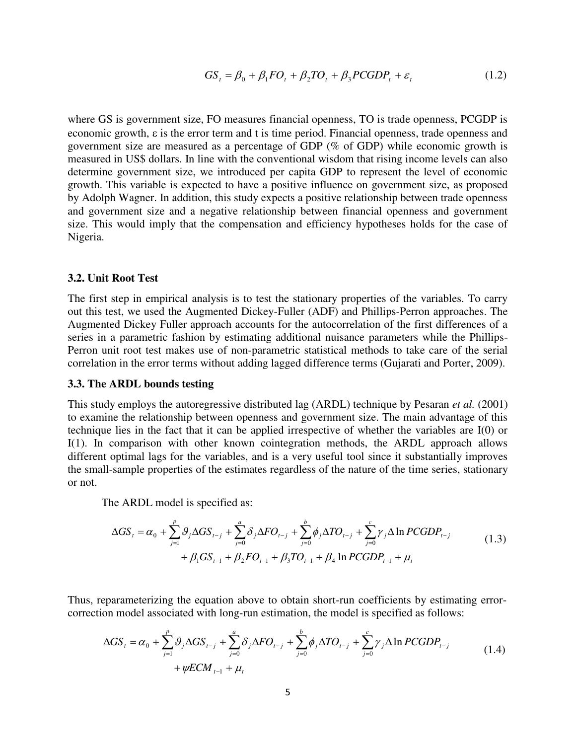$$GS_t = \beta_0 + \beta_1 FO_t + \beta_2 TO_t + \beta_3 PCGDP_t + \varepsilon_t \tag{1.2}$$

where GS is government size, FO measures financial openness, TO is trade openness, PCGDP is economic growth, ε is the error term and t is time period. Financial openness, trade openness and government size are measured as a percentage of GDP (% of GDP) while economic growth is measured in US$ dollars. In line with the conventional wisdom that rising income levels can also determine government size, we introduced per capita GDP to represent the level of economic growth. This variable is expected to have a positive influence on government size, as proposed by Adolph Wagner. In addition, this study expects a positive relationship between trade openness and government size and a negative relationship between financial openness and government size. This would imply that the compensation and efficiency hypotheses holds for the case of Nigeria.

### 3.2. Unit Root Test

The first step in empirical analysis is to test the stationary properties of the variables. To carry out this test, we used the Augmented Dickey-Fuller (ADF) and Phillips-Perron approaches. The Augmented Dickey Fuller approach accounts for the autocorrelation of the first differences of a series in a parametric fashion by estimating additional nuisance parameters while the Phillips-Perron unit root test makes use of non-parametric statistical methods to take care of the serial correlation in the error terms without adding lagged difference terms (Gujarati and Porter, 2009).

### 3.3. The ARDL bounds testing

This study employs the autoregressive distributed lag (ARDL) technique by Pesaran *et al.* (2001) to examine the relationship between openness and government size. The main advantage of this technique lies in the fact that it can be applied irrespective of whether the variables are I(0) or I(1). In comparison with other known cointegration methods, the ARDL approach allows different optimal lags for the variables, and is a very useful tool since it substantially improves the small-sample properties of the estimates regardless of the nature of the time series, stationary or not.

The ARDL model is specified as:

$$\begin{aligned}\Delta GS_t = \alpha_0 &+ \sum_{j=1}^{p} \vartheta_j \Delta GS_{t-j} + \sum_{j=0}^{a} \delta_j \Delta FO_{t-j} + \sum_{j=0}^{b} \phi_j \Delta TO_{t-j} + \sum_{j=0}^{c} \gamma_j \Delta \ln PCGDP_{t-j} \\ &+ \beta_1 GS_{t-1} + \beta_2 FO_{t-1} + \beta_3 TO_{t-1} + \beta_4 \ln PCGDP_{t-1} + \mu_t\end{aligned} \tag{1.3}$$

Thus, reparameterizing the equation above to obtain short-run coefficients by estimating error-correction model associated with long-run estimation, the model is specified as follows:

$$\begin{aligned}\Delta GS_t = \alpha_0 &+ \sum_{j=1}^{p} \vartheta_j \Delta GS_{t-j} + \sum_{j=0}^{a} \delta_j \Delta FO_{t-j} + \sum_{j=0}^{b} \phi_j \Delta TO_{t-j} + \sum_{j=0}^{c} \gamma_j \Delta \ln PCGDP_{t-j} \\ &+ \psi ECM_{t-1} + \mu_t\end{aligned} \tag{1.4}$$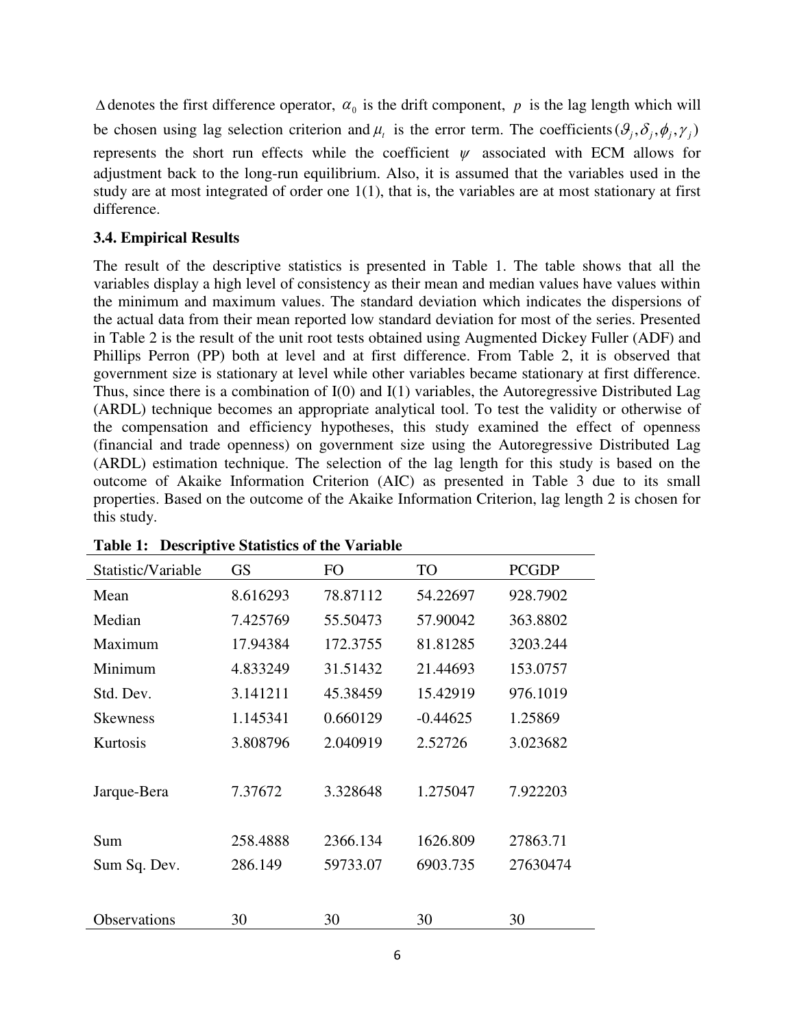$\Delta$ denotes the first difference operator, $\alpha_0$ is the drift component, $p$ is the lag length which will be chosen using lag selection criterion and $\mu_t$ is the error term. The coefficients $(\vartheta_j, \delta_j, \phi_j, \gamma_j)$ represents the short run effects while the coefficient $\psi$ associated with ECM allows for adjustment back to the long-run equilibrium. Also, it is assumed that the variables used in the study are at most integrated of order one 1(1), that is, the variables are at most stationary at first difference.

### 3.4. Empirical Results

The result of the descriptive statistics is presented in Table 1. The table shows that all the variables display a high level of consistency as their mean and median values have values within the minimum and maximum values. The standard deviation which indicates the dispersions of the actual data from their mean reported low standard deviation for most of the series. Presented in Table 2 is the result of the unit root tests obtained using Augmented Dickey Fuller (ADF) and Phillips Perron (PP) both at level and at first difference. From Table 2, it is observed that government size is stationary at level while other variables became stationary at first difference. Thus, since there is a combination of I(0) and I(1) variables, the Autoregressive Distributed Lag (ARDL) technique becomes an appropriate analytical tool. To test the validity or otherwise of the compensation and efficiency hypotheses, this study examined the effect of openness (financial and trade openness) on government size using the Autoregressive Distributed Lag (ARDL) estimation technique. The selection of the lag length for this study is based on the outcome of Akaike Information Criterion (AIC) as presented in Table 3 due to its small properties. Based on the outcome of the Akaike Information Criterion, lag length 2 is chosen for this study.

**Table 1: Descriptive Statistics of the Variable**

| Statistic/Variable | GS | FO | TO | PCGDP |
|---|---|---|---|---|
| Mean | 8.616293 | 78.87112 | 54.22697 | 928.7902 |
| Median | 7.425769 | 55.50473 | 57.90042 | 363.8802 |
| Maximum | 17.94384 | 172.3755 | 81.81285 | 3203.244 |
| Minimum | 4.833249 | 31.51432 | 21.44693 | 153.0757 |
| Std. Dev. | 3.141211 | 45.38459 | 15.42919 | 976.1019 |
| Skewness | 1.145341 | 0.660129 | -0.44625 | 1.25869 |
| Kurtosis | 3.808796 | 2.040919 | 2.52726 | 3.023682 |
| Jarque-Bera | 7.37672 | 3.328648 | 1.275047 | 7.922203 |
| Sum | 258.4888 | 2366.134 | 1626.809 | 27863.71 |
| Sum Sq. Dev. | 286.149 | 59733.07 | 6903.735 | 27630474 |
| Observations | 30 | 30 | 30 | 30 |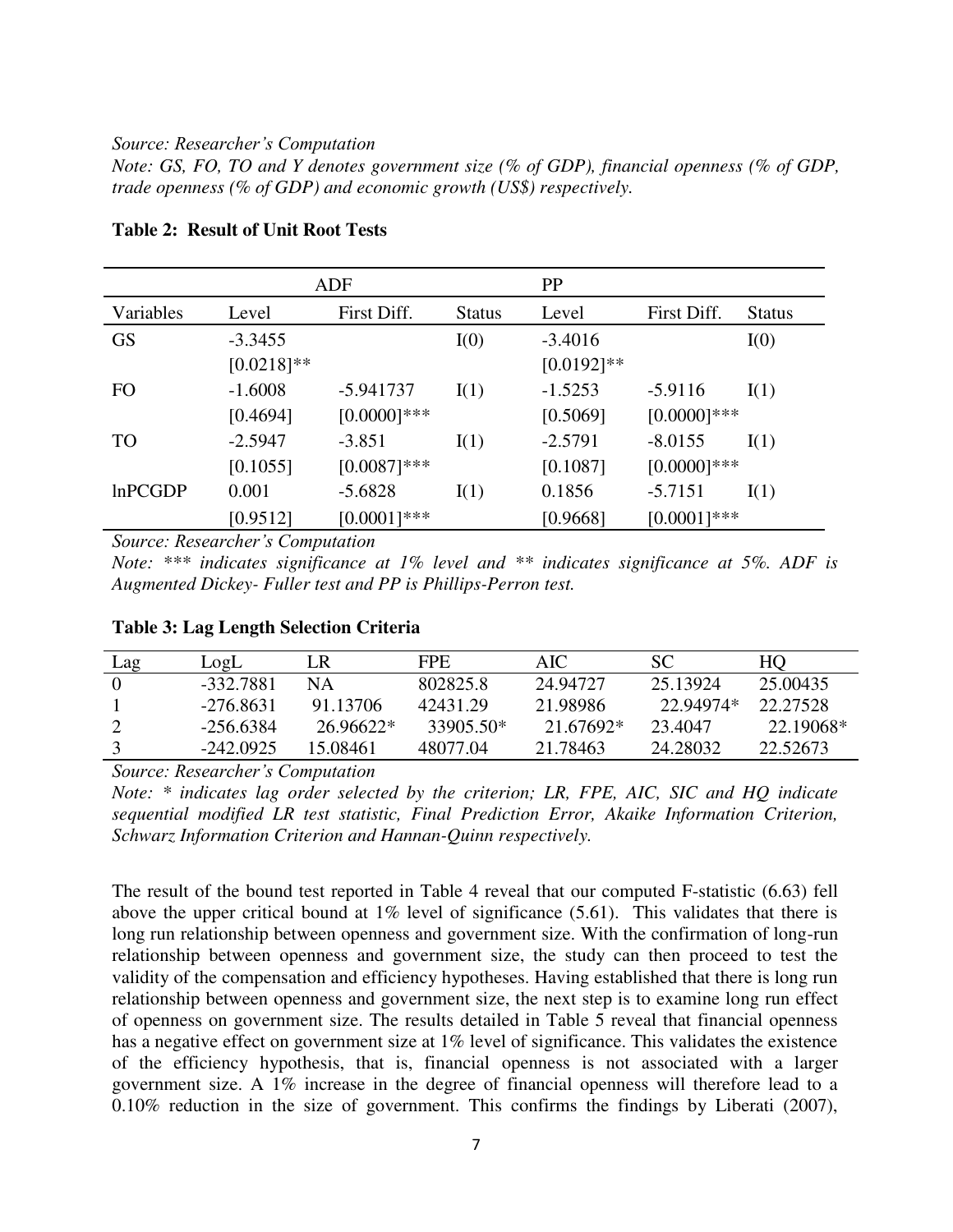*Source: Researcher's Computation*

*Note: GS, FO, TO and Y denotes government size (% of GDP), financial openness (% of GDP, trade openness (% of GDP) and economic growth (US$) respectively.*

**Table 2: Result of Unit Root Tests**

| | ADF | | | PP | | |
|---|---|---|---|---|---|---|
| Variables | Level | First Diff. | Status | Level | First Diff. | Status |
| GS | -3.3455 [0.0218]** | | I(0) | -3.4016 [0.0192]** | | I(0) |
| FO | -1.6008 [0.4694] | -5.941737 [0.0000]*** | I(1) | -1.5253 [0.5069] | -5.9116 [0.0000]*** | I(1) |
| TO | -2.5947 [0.1055] | -3.851 [0.0087]*** | I(1) | -2.5791 [0.1087] | -8.0155 [0.0000]*** | I(1) |
| lnPCGDP | 0.001 [0.9512] | -5.6828 [0.0001]*** | I(1) | 0.1856 [0.9668] | -5.7151 [0.0001]*** | I(1) |

*Source: Researcher's Computation*

*Note: \*\*\* indicates significance at 1% level and \*\* indicates significance at 5%. ADF is Augmented Dickey- Fuller test and PP is Phillips-Perron test.*

**Table 3: Lag Length Selection Criteria**

| Lag | LogL | LR | FPE | AIC | SC | HQ |
|---|---|---|---|---|---|---|
| 0 | -332.7881 | NA | 802825.8 | 24.94727 | 25.13924 | 25.00435 |
| 1 | -276.8631 | 91.13706 | 42431.29 | 21.98986 | 22.94974* | 22.27528 |
| 2 | -256.6384 | 26.96622* | 33905.50* | 21.67692* | 23.4047 | 22.19068* |
| 3 | -242.0925 | 15.08461 | 48077.04 | 21.78463 | 24.28032 | 22.52673 |

*Source: Researcher's Computation*

*Note: \* indicates lag order selected by the criterion; LR, FPE, AIC, SIC and HQ indicate sequential modified LR test statistic, Final Prediction Error, Akaike Information Criterion, Schwarz Information Criterion and Hannan-Quinn respectively.*

The result of the bound test reported in Table 4 reveal that our computed F-statistic (6.63) fell above the upper critical bound at 1% level of significance (5.61). This validates that there is long run relationship between openness and government size. With the confirmation of long-run relationship between openness and government size, the study can then proceed to test the validity of the compensation and efficiency hypotheses. Having established that there is long run relationship between openness and government size, the next step is to examine long run effect of openness on government size. The results detailed in Table 5 reveal that financial openness has a negative effect on government size at 1% level of significance. This validates the existence of the efficiency hypothesis, that is, financial openness is not associated with a larger government size. A 1% increase in the degree of financial openness will therefore lead to a 0.10% reduction in the size of government. This confirms the findings by Liberati (2007),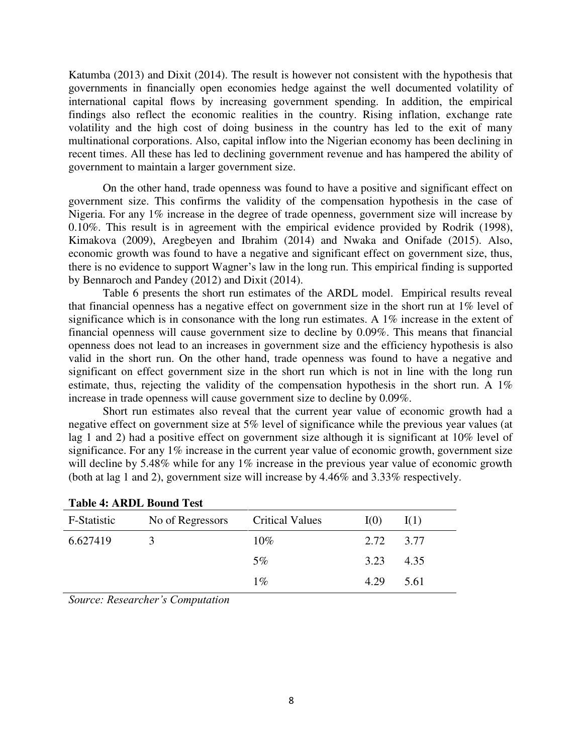Katumba (2013) and Dixit (2014). The result is however not consistent with the hypothesis that governments in financially open economies hedge against the well documented volatility of international capital flows by increasing government spending. In addition, the empirical findings also reflect the economic realities in the country. Rising inflation, exchange rate volatility and the high cost of doing business in the country has led to the exit of many multinational corporations. Also, capital inflow into the Nigerian economy has been declining in recent times. All these has led to declining government revenue and has hampered the ability of government to maintain a larger government size.

On the other hand, trade openness was found to have a positive and significant effect on government size. This confirms the validity of the compensation hypothesis in the case of Nigeria. For any 1% increase in the degree of trade openness, government size will increase by 0.10%. This result is in agreement with the empirical evidence provided by Rodrik (1998), Kimakova (2009), Aregbeyen and Ibrahim (2014) and Nwaka and Onifade (2015). Also, economic growth was found to have a negative and significant effect on government size, thus, there is no evidence to support Wagner's law in the long run. This empirical finding is supported by Bennaroch and Pandey (2012) and Dixit (2014).

Table 6 presents the short run estimates of the ARDL model. Empirical results reveal that financial openness has a negative effect on government size in the short run at 1% level of significance which is in consonance with the long run estimates. A 1% increase in the extent of financial openness will cause government size to decline by 0.09%. This means that financial openness does not lead to an increases in government size and the efficiency hypothesis is also valid in the short run. On the other hand, trade openness was found to have a negative and significant on effect government size in the short run which is not in line with the long run estimate, thus, rejecting the validity of the compensation hypothesis in the short run. A 1% increase in trade openness will cause government size to decline by 0.09%.

Short run estimates also reveal that the current year value of economic growth had a negative effect on government size at 5% level of significance while the previous year values (at lag 1 and 2) had a positive effect on government size although it is significant at 10% level of significance. For any 1% increase in the current year value of economic growth, government size will decline by 5.48% while for any 1% increase in the previous year value of economic growth (both at lag 1 and 2), government size will increase by 4.46% and 3.33% respectively.

**Table 4: ARDL Bound Test**

| F-Statistic | No of Regressors | Critical Values | I(0) | I(1) |
|---|---|---|---|---|
| 6.627419 | 3 | 10% | 2.72 | 3.77 |
| | | 5% | 3.23 | 4.35 |
| | | 1% | 4.29 | 5.61 |

*Source: Researcher's Computation*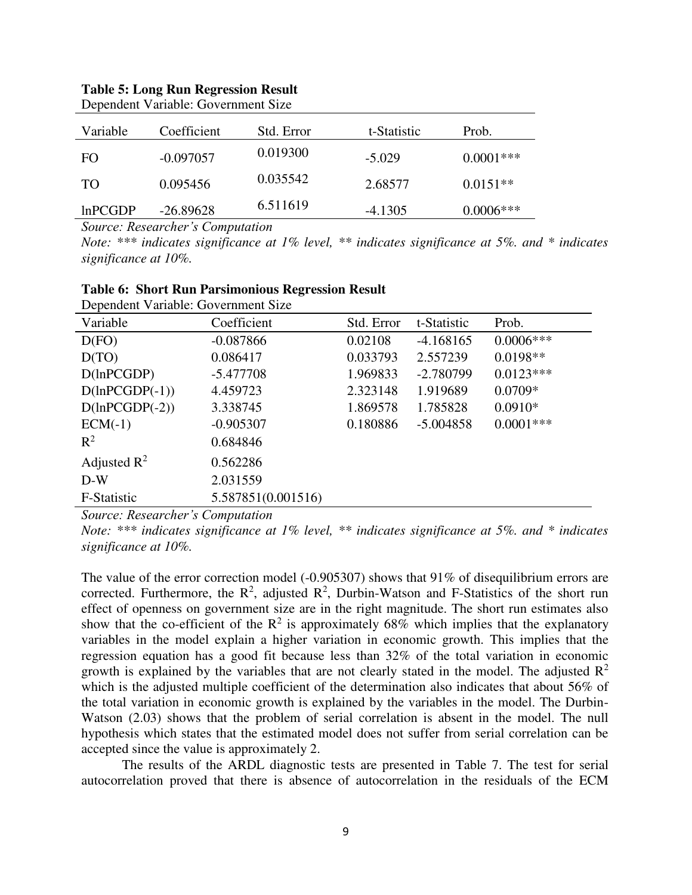**Table 5: Long Run Regression Result**

Dependent Variable: Government Size

| Variable | Coefficient | Std. Error | t-Statistic | Prob. |
|---|---|---|---|---|
| FO | -0.097057 | 0.019300 | -5.029 | 0.0001*** |
| TO | 0.095456 | 0.035542 | 2.68577 | 0.0151** |
| lnPCGDP | -26.89628 | 6.511619 | -4.1305 | 0.0006*** |

*Source: Researcher's Computation*

*Note: *** indicates significance at 1% level, ** indicates significance at 5%. and * indicates significance at 10%.*

**Table 6: Short Run Parsimonious Regression Result**

Dependent Variable: Government Size

| Variable | Coefficient | Std. Error | t-Statistic | Prob. |
|---|---|---|---|---|
| D(FO) | -0.087866 | 0.02108 | -4.168165 | 0.0006*** |
| D(TO) | 0.086417 | 0.033793 | 2.557239 | 0.0198** |
| D(lnPCGDP) | -5.477708 | 1.969833 | -2.780799 | 0.0123*** |
| D(lnPCGDP(-1)) | 4.459723 | 2.323148 | 1.919689 | 0.0709* |
| D(lnPCGDP(-2)) | 3.338745 | 1.869578 | 1.785828 | 0.0910* |
| ECM(-1) | -0.905307 | 0.180886 | -5.004858 | 0.0001*** |
| $R^2$ | 0.684846 | | | |
| Adjusted $R^2$ | 0.562286 | | | |
| D-W | 2.031559 | | | |
| F-Statistic | 5.587851(0.001516) | | | |

*Source: Researcher's Computation*

*Note: *** indicates significance at 1% level, ** indicates significance at 5%. and * indicates significance at 10%.*

The value of the error correction model (-0.905307) shows that 91% of disequilibrium errors are corrected. Furthermore, the $R^2$, adjusted $R^2$, Durbin-Watson and F-Statistics of the short run effect of openness on government size are in the right magnitude. The short run estimates also show that the co-efficient of the $R^2$ is approximately 68% which implies that the explanatory variables in the model explain a higher variation in economic growth. This implies that the regression equation has a good fit because less than 32% of the total variation in economic growth is explained by the variables that are not clearly stated in the model. The adjusted $R^2$ which is the adjusted multiple coefficient of the determination also indicates that about 56% of the total variation in economic growth is explained by the variables in the model. The Durbin-Watson (2.03) shows that the problem of serial correlation is absent in the model. The null hypothesis which states that the estimated model does not suffer from serial correlation can be accepted since the value is approximately 2.

The results of the ARDL diagnostic tests are presented in Table 7. The test for serial autocorrelation proved that there is absence of autocorrelation in the residuals of the ECM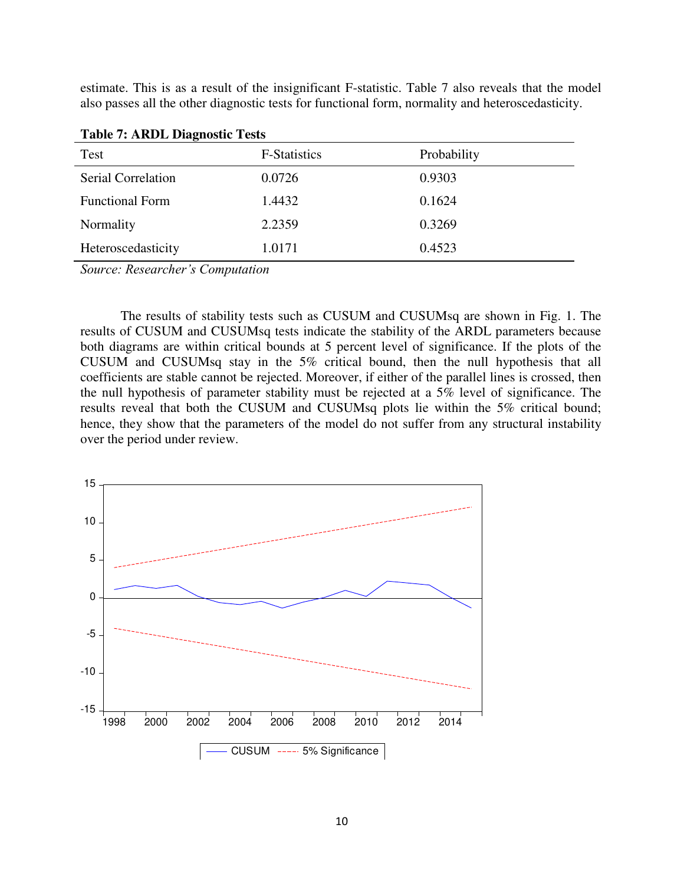estimate. This is as a result of the insignificant F-statistic. Table 7 also reveals that the model also passes all the other diagnostic tests for functional form, normality and heteroscedasticity.

**Table 7: ARDL Diagnostic Tests**

| Test | F-Statistics | Probability |
|---|---|---|
| Serial Correlation | 0.0726 | 0.9303 |
| Functional Form | 1.4432 | 0.1624 |
| Normality | 2.2359 | 0.3269 |
| Heteroscedasticity | 1.0171 | 0.4523 |

*Source: Researcher's Computation*

The results of stability tests such as CUSUM and CUSUMsq are shown in Fig. 1. The results of CUSUM and CUSUMsq tests indicate the stability of the ARDL parameters because both diagrams are within critical bounds at 5 percent level of significance. If the plots of the CUSUM and CUSUMsq stay in the 5% critical bound, then the null hypothesis that all coefficients are stable cannot be rejected. Moreover, if either of the parallel lines is crossed, then the null hypothesis of parameter stability must be rejected at a 5% level of significance. The results reveal that both the CUSUM and CUSUMsq plots lie within the 5% critical bound; hence, they show that the parameters of the model do not suffer from any structural instability over the period under review.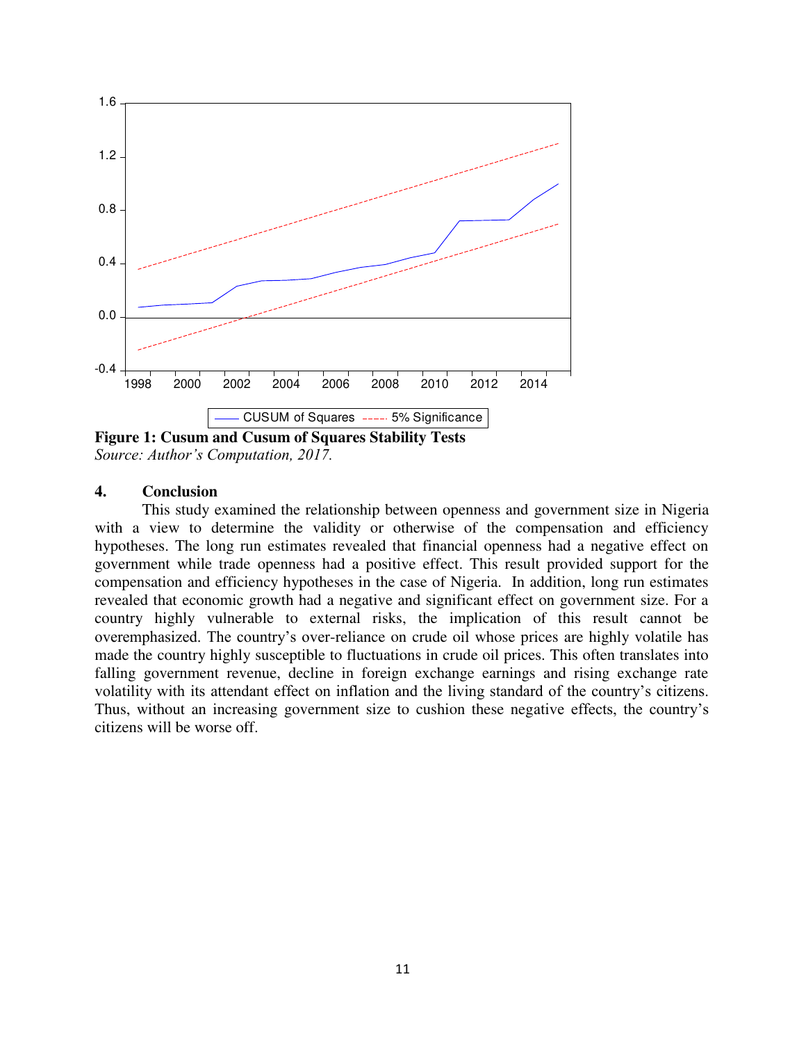**Figure 1: Cusum and Cusum of Squares Stability Tests**
*Source: Author's Computation, 2017.*

## 4. Conclusion

This study examined the relationship between openness and government size in Nigeria with a view to determine the validity or otherwise of the compensation and efficiency hypotheses. The long run estimates revealed that financial openness had a negative effect on government while trade openness had a positive effect. This result provided support for the compensation and efficiency hypotheses in the case of Nigeria. In addition, long run estimates revealed that economic growth had a negative and significant effect on government size. For a country highly vulnerable to external risks, the implication of this result cannot be overemphasized. The country's over-reliance on crude oil whose prices are highly volatile has made the country highly susceptible to fluctuations in crude oil prices. This often translates into falling government revenue, decline in foreign exchange earnings and rising exchange rate volatility with its attendant effect on inflation and the living standard of the country's citizens. Thus, without an increasing government size to cushion these negative effects, the country's citizens will be worse off.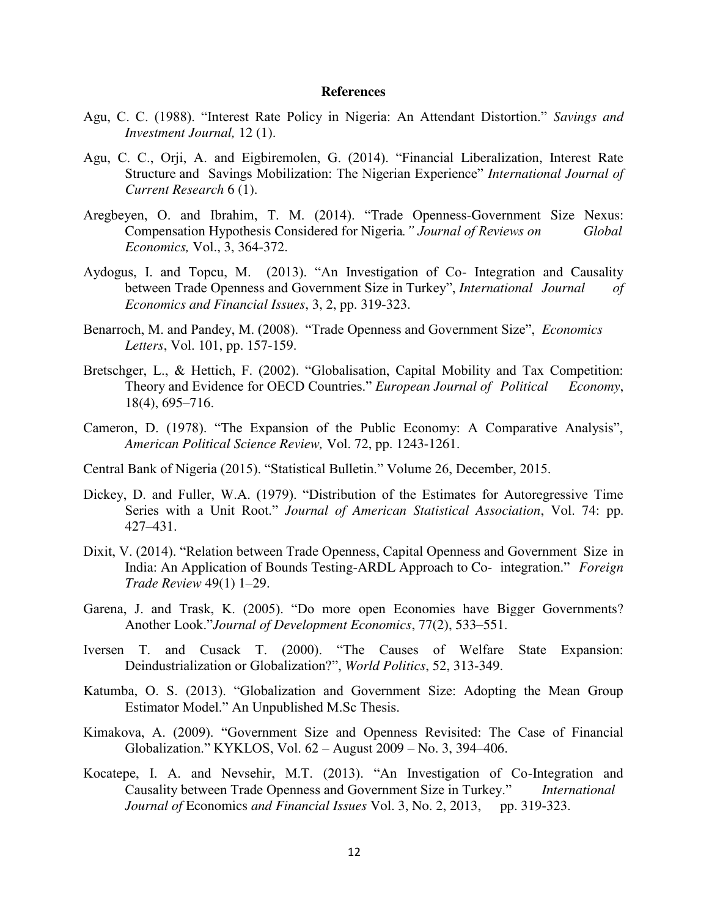## References

Agu, C. C. (1988). "Interest Rate Policy in Nigeria: An Attendant Distortion." *Savings and Investment Journal,* 12 (1).

Agu, C. C., Orji, A. and Eigbiremolen, G. (2014). "Financial Liberalization, Interest Rate Structure and Savings Mobilization: The Nigerian Experience" *International Journal of Current Research* 6 (1).

Aregbeyen, O. and Ibrahim, T. M. (2014). "Trade Openness-Government Size Nexus: Compensation Hypothesis Considered for Nigeria*." Journal of Reviews on Global Economics,* Vol., 3, 364-372.

Aydogus, I. and Topcu, M. (2013). "An Investigation of Co- Integration and Causality between Trade Openness and Government Size in Turkey", *International Journal of Economics and Financial Issues*, 3, 2, pp. 319-323.

Benarroch, M. and Pandey, M. (2008). "Trade Openness and Government Size", *Economics Letters*, Vol. 101, pp. 157-159.

Bretschger, L., & Hettich, F. (2002). "Globalisation, Capital Mobility and Tax Competition: Theory and Evidence for OECD Countries." *European Journal of Political Economy*, 18(4), 695–716.

Cameron, D. (1978). "The Expansion of the Public Economy: A Comparative Analysis", *American Political Science Review,* Vol. 72, pp. 1243-1261.

Central Bank of Nigeria (2015). "Statistical Bulletin." Volume 26, December, 2015.

Dickey, D. and Fuller, W.A. (1979). "Distribution of the Estimates for Autoregressive Time Series with a Unit Root." *Journal of American Statistical Association*, Vol. 74: pp. 427–431.

Dixit, V. (2014). "Relation between Trade Openness, Capital Openness and Government Size in India: An Application of Bounds Testing-ARDL Approach to Co- integration." *Foreign Trade Review* 49(1) 1–29.

Garena, J. and Trask, K. (2005). "Do more open Economies have Bigger Governments? Another Look."*Journal of Development Economics*, 77(2), 533–551.

Iversen T. and Cusack T. (2000). "The Causes of Welfare State Expansion: Deindustrialization or Globalization?", *World Politics*, 52, 313-349.

Katumba, O. S. (2013). "Globalization and Government Size: Adopting the Mean Group Estimator Model." An Unpublished M.Sc Thesis.

Kimakova, A. (2009). "Government Size and Openness Revisited: The Case of Financial Globalization." KYKLOS, Vol. 62 – August 2009 – No. 3, 394–406.

Kocatepe, I. A. and Nevsehir, M.T. (2013). "An Investigation of Co-Integration and Causality between Trade Openness and Government Size in Turkey." *International Journal of* Economics *and Financial Issues* Vol. 3, No. 2, 2013, pp. 319-323.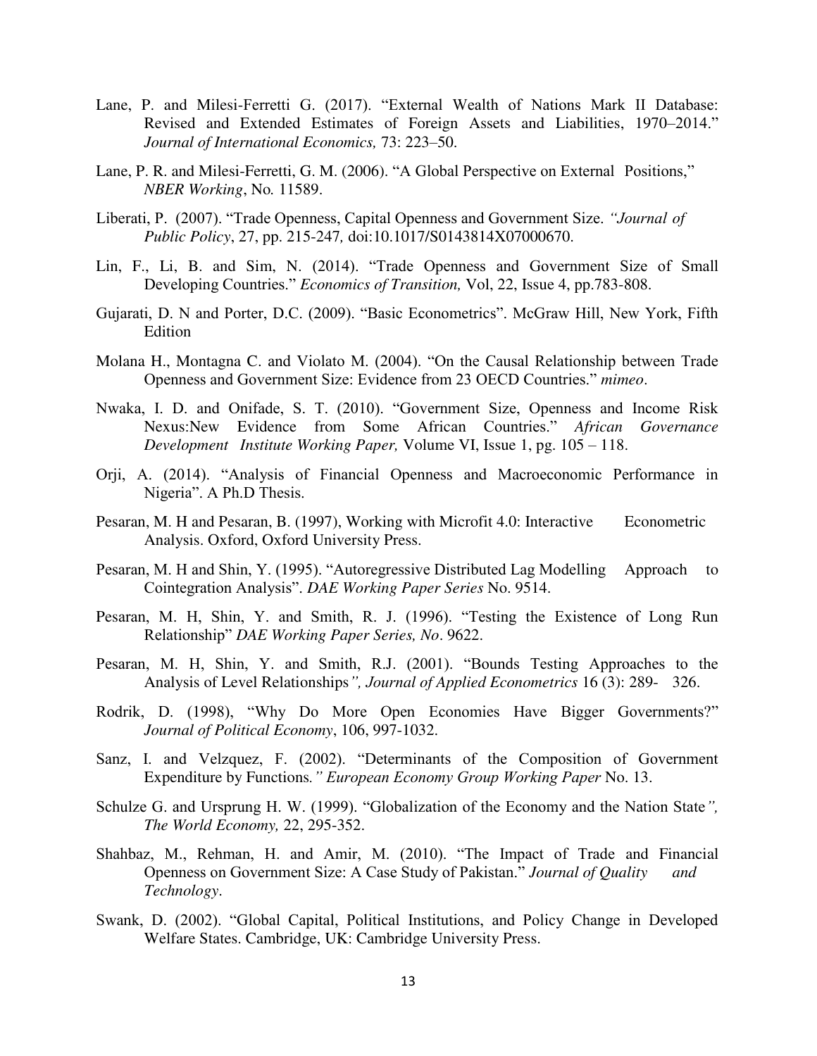Lane, P. and Milesi-Ferretti G. (2017). "External Wealth of Nations Mark II Database: Revised and Extended Estimates of Foreign Assets and Liabilities, 1970–2014." *Journal of International Economics,* 73: 223–50.

Lane, P. R. and Milesi-Ferretti, G. M. (2006). "A Global Perspective on External Positions," *NBER Working*, No. 11589.

Liberati, P. (2007). "Trade Openness, Capital Openness and Government Size. *"Journal of Public Policy*, 27, pp. 215-247*,* doi:10.1017/S0143814X07000670.

Lin, F., Li, B. and Sim, N. (2014). "Trade Openness and Government Size of Small Developing Countries." *Economics of Transition,* Vol, 22, Issue 4, pp.783-808.

Gujarati, D. N and Porter, D.C. (2009). "Basic Econometrics". McGraw Hill, New York, Fifth Edition

Molana H., Montagna C. and Violato M. (2004). "On the Causal Relationship between Trade Openness and Government Size: Evidence from 23 OECD Countries." *mimeo*.

Nwaka, I. D. and Onifade, S. T. (2010). "Government Size, Openness and Income Risk Nexus:New Evidence from Some African Countries." *African Governance Development Institute Working Paper,* Volume VI, Issue 1, pg. 105 – 118.

Orji, A. (2014). "Analysis of Financial Openness and Macroeconomic Performance in Nigeria". A Ph.D Thesis.

Pesaran, M. H and Pesaran, B. (1997), Working with Microfit 4.0: Interactive Econometric Analysis. Oxford, Oxford University Press.

Pesaran, M. H and Shin, Y. (1995). "Autoregressive Distributed Lag Modelling Approach to Cointegration Analysis". *DAE Working Paper Series* No. 9514.

Pesaran, M. H, Shin, Y. and Smith, R. J. (1996). "Testing the Existence of Long Run Relationship" *DAE Working Paper Series, No*. 9622.

Pesaran, M. H, Shin, Y. and Smith, R.J. (2001). "Bounds Testing Approaches to the Analysis of Level Relationships*", Journal of Applied Econometrics* 16 (3): 289- 326.

Rodrik, D. (1998), "Why Do More Open Economies Have Bigger Governments?" *Journal of Political Economy*, 106, 997-1032.

Sanz, I. and Velzquez, F. (2002). "Determinants of the Composition of Government Expenditure by Functions*." European Economy Group Working Paper* No. 13.

Schulze G. and Ursprung H. W. (1999). "Globalization of the Economy and the Nation State*", The World Economy,* 22, 295-352.

Shahbaz, M., Rehman, H. and Amir, M. (2010). "The Impact of Trade and Financial Openness on Government Size: A Case Study of Pakistan." *Journal of Quality and Technology*.

Swank, D. (2002). "Global Capital, Political Institutions, and Policy Change in Developed Welfare States. Cambridge, UK: Cambridge University Press.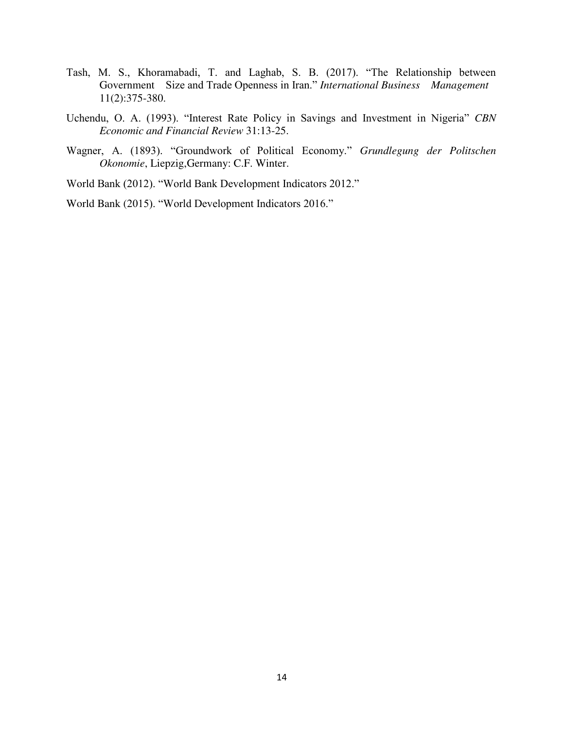Tash, M. S., Khoramabadi, T. and Laghab, S. B. (2017). "The Relationship between Government Size and Trade Openness in Iran." *International Business Management* 11(2):375-380.

Uchendu, O. A. (1993). "Interest Rate Policy in Savings and Investment in Nigeria" *CBN Economic and Financial Review* 31:13-25.

Wagner, A. (1893). "Groundwork of Political Economy." *Grundlegung der Politschen Okonomie*, Liepzig,Germany: C.F. Winter.

World Bank (2012). "World Bank Development Indicators 2012."

World Bank (2015). "World Development Indicators 2016."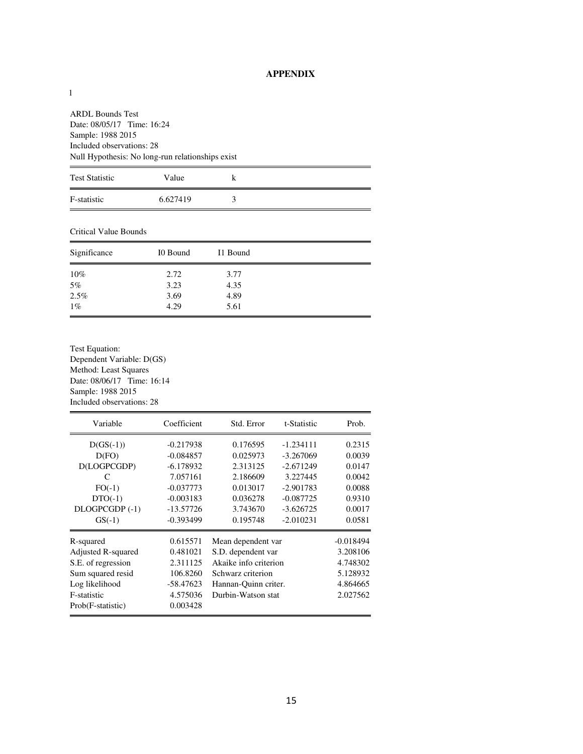# APPENDIX

1

ARDL Bounds Test
Date: 08/05/17 Time: 16:24
Sample: 1988 2015
Included observations: 28
Null Hypothesis: No long-run relationships exist

| Test Statistic | Value | k |
|---|---|---|
| F-statistic | 6.627419 | 3 |

Critical Value Bounds

| Significance | I0 Bound | I1 Bound |
|---|---|---|
| 10% | 2.72 | 3.77 |
| 5% | 3.23 | 4.35 |
| 2.5% | 3.69 | 4.89 |
| 1% | 4.29 | 5.61 |

Test Equation:
Dependent Variable: D(GS)
Method: Least Squares
Date: 08/06/17 Time: 16:14
Sample: 1988 2015
Included observations: 28

| Variable | Coefficient | Std. Error | t-Statistic | Prob. |
|---|---|---|---|---|
| D(GS(-1)) | -0.217938 | 0.176595 | -1.234111 | 0.2315 |
| D(FO) | -0.084857 | 0.025973 | -3.267069 | 0.0039 |
| D(LOGPCGDP) | -6.178932 | 2.313125 | -2.671249 | 0.0147 |
| C | 7.057161 | 2.186609 | 3.227445 | 0.0042 |
| FO(-1) | -0.037773 | 0.013017 | -2.901783 | 0.0088 |
| DTO(-1) | -0.003183 | 0.036278 | -0.087725 | 0.9310 |
| DLOGPCGDP (-1) | -13.57726 | 3.743670 | -3.626725 | 0.0017 |
| GS(-1) | -0.393499 | 0.195748 | -2.010231 | 0.0581 |

| | | | |
|---|---|---|---|
| R-squared | 0.615571 | Mean dependent var | -0.018494 |
| Adjusted R-squared | 0.481021 | S.D. dependent var | 3.208106 |
| S.E. of regression | 2.311125 | Akaike info criterion | 4.748302 |
| Sum squared resid | 106.8260 | Schwarz criterion | 5.128932 |
| Log likelihood | -58.47623 | Hannan-Quinn criter. | 4.864665 |
| F-statistic | 4.575036 | Durbin-Watson stat | 2.027562 |
| Prob(F-statistic) | 0.003428 | | |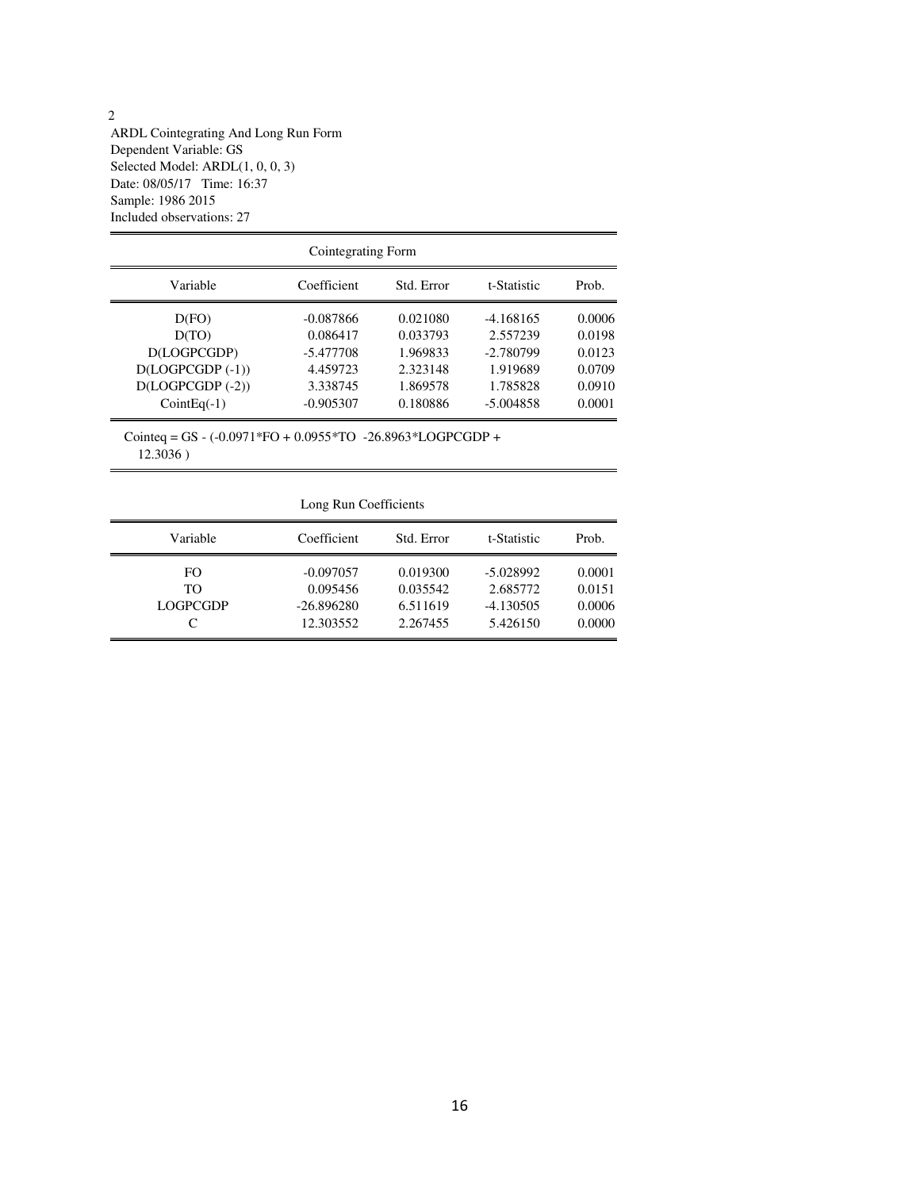2

ARDL Cointegrating And Long Run Form
Dependent Variable: GS
Selected Model: ARDL(1, 0, 0, 3)
Date: 08/05/17 Time: 16:37
Sample: 1986 2015
Included observations: 27

Cointegrating Form

| Variable | Coefficient | Std. Error | t-Statistic | Prob. |
|---|---|---|---|---|
| D(FO) | -0.087866 | 0.021080 | -4.168165 | 0.0006 |
| D(TO) | 0.086417 | 0.033793 | 2.557239 | 0.0198 |
| D(LOGPCGDP) | -5.477708 | 1.969833 | -2.780799 | 0.0123 |
| D(LOGPCGDP (-1)) | 4.459723 | 2.323148 | 1.919689 | 0.0709 |
| D(LOGPCGDP (-2)) | 3.338745 | 1.869578 | 1.785828 | 0.0910 |
| CointEq(-1) | -0.905307 | 0.180886 | -5.004858 | 0.0001 |

Cointeq = GS - (-0.0971*FO + 0.0955*TO -26.8963*LOGPCGDP + 12.3036 )

Long Run Coefficients

| Variable | Coefficient | Std. Error | t-Statistic | Prob. |
|---|---|---|---|---|
| FO | -0.097057 | 0.019300 | -5.028992 | 0.0001 |
| TO | 0.095456 | 0.035542 | 2.685772 | 0.0151 |
| LOGPCGDP | -26.896280 | 6.511619 | -4.130505 | 0.0006 |
| C | 12.303552 | 2.267455 | 5.426150 | 0.0000 |